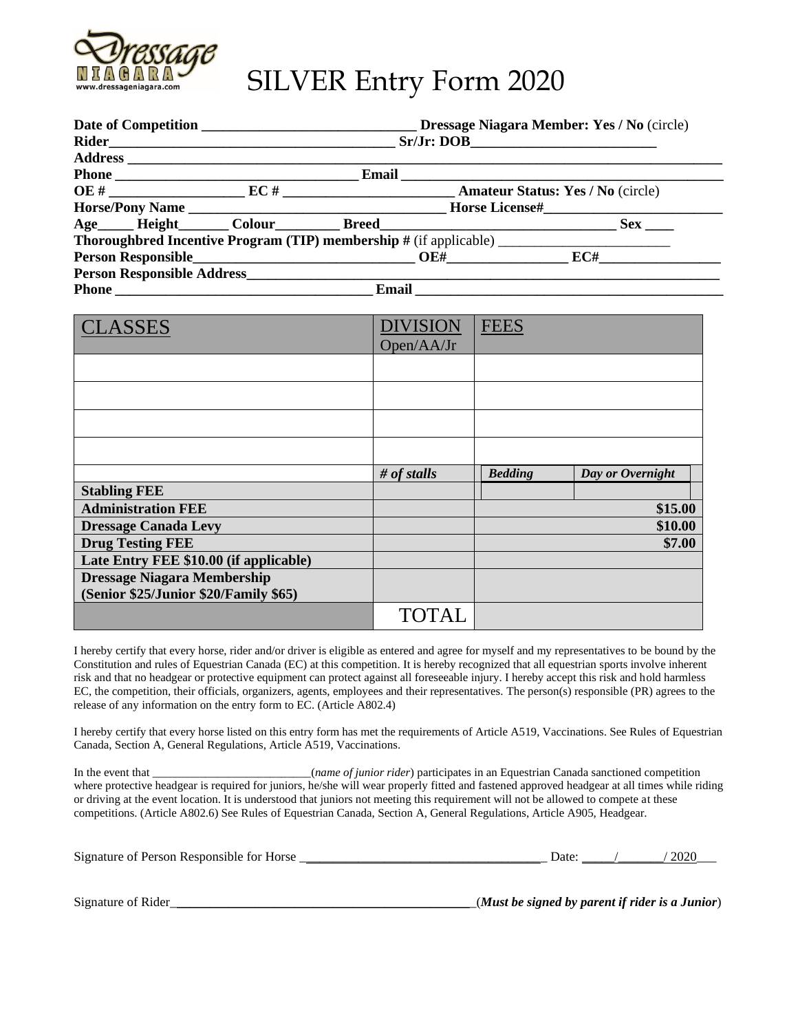# SILVER Entry Form 2020

**Date of Competition** ______________________________ **Dressage Niagara Member: Yes / No** (circle)
**Rider**________________________________________ **Sr/Jr: DOB**__________________________
**Address** ____________________________________________________________________________
**Phone** ___________________________________ **Email** ______________________________________
**OE #** __________________ **EC #** ________________________ **Amateur Status: Yes / No** (circle)
**Horse/Pony Name** ___________________________________ **Horse License#**________________________
**Age**_____ **Height**_______ **Colour**_________ **Breed**________________________________ **Sex** ____
**Thoroughbred Incentive Program (TIP) membership #** (if applicable) ________________________
**Person Responsible**_______________________________ **OE#**_________________ **EC#**_________________
**Person Responsible Address**______________________________________________________________
**Phone** ____________________________________ **Email** __________________________________________

| CLASSES | DIVISION Open/AA/Jr | FEES | |
|---|---|---|---|
| | | | |
| | | | |
| | | | |
| | | | |
| | *# of stalls* | ***Bedding*** | ***Day or Overnight*** |
| **Stabling FEE** | | | |
| **Administration FEE** | | | **$15.00** |
| **Dressage Canada Levy** | | | **$10.00** |
| **Drug Testing FEE** | | | **$7.00** |
| **Late Entry FEE $10.00 (if applicable)** | | | |
| **Dressage Niagara Membership (Senior $25/Junior $20/Family $65)** | | | |
| | TOTAL | | |

I hereby certify that every horse, rider and/or driver is eligible as entered and agree for myself and my representatives to be bound by the Constitution and rules of Equestrian Canada (EC) at this competition. It is hereby recognized that all equestrian sports involve inherent risk and that no headgear or protective equipment can protect against all foreseeable injury. I hereby accept this risk and hold harmless EC, the competition, their officials, organizers, agents, employees and their representatives. The person(s) responsible (PR) agrees to the release of any information on the entry form to EC. (Article A802.4)

I hereby certify that every horse listed on this entry form has met the requirements of Article A519, Vaccinations. See Rules of Equestrian Canada, Section A, General Regulations, Article A519, Vaccinations.

In the event that ___________________________(*name of junior rider*) participates in an Equestrian Canada sanctioned competition where protective headgear is required for juniors, he/she will wear properly fitted and fastened approved headgear at all times while riding or driving at the event location. It is understood that juniors not meeting this requirement will not be allowed to compete at these competitions. (Article A802.6) See Rules of Equestrian Canada, Section A, General Regulations, Article A905, Headgear.

Signature of Person Responsible for Horse _____________________________________ Date: _____/_______/ 2020___

Signature of Rider_______________________________________________(***Must be signed by parent if rider is a Junior***)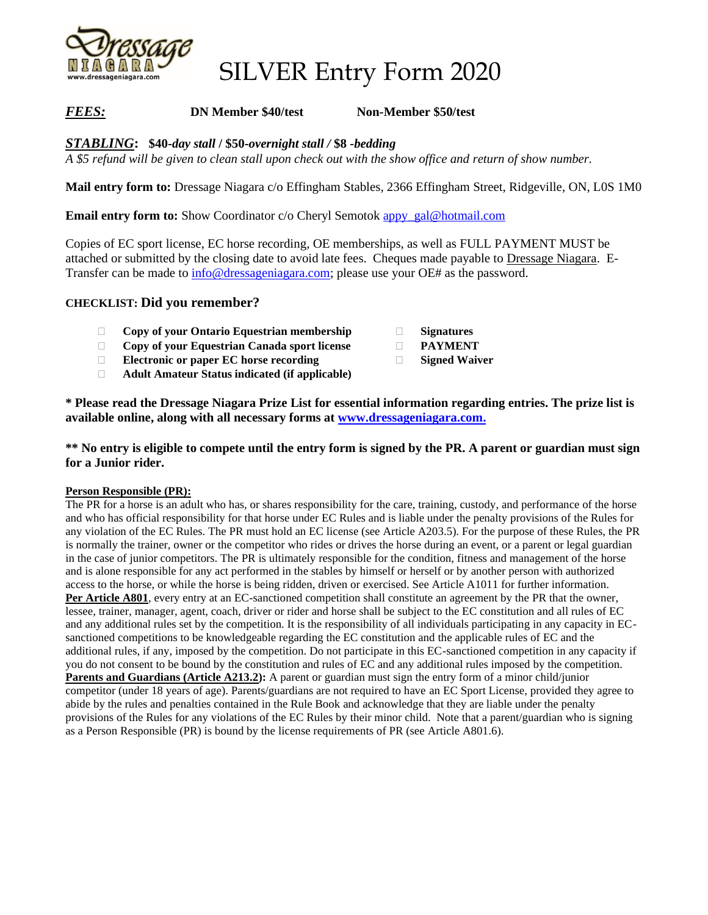# SILVER Entry Form 2020

***FEES:*** **DN Member $40/test** **Non-Member $50/test**

***STABLING*****: $40-*****day stall*** **/ $50-*****overnight stall*** **/ $8 -*****bedding***

*A $5 refund will be given to clean stall upon check out with the show office and return of show number.*

**Mail entry form to:** Dressage Niagara c/o Effingham Stables, 2366 Effingham Street, Ridgeville, ON, L0S 1M0

**Email entry form to:** Show Coordinator c/o Cheryl Semotok appy_gal@hotmail.com

Copies of EC sport license, EC horse recording, OE memberships, as well as FULL PAYMENT MUST be attached or submitted by the closing date to avoid late fees. Cheques made payable to Dressage Niagara. E-Transfer can be made to info@dressageniagara.com; please use your OE# as the password.

**CHECKLIST: Did you remember?**

- **Copy of your Ontario Equestrian membership**
- **Copy of your Equestrian Canada sport license**
- **Electronic or paper EC horse recording**
- **Adult Amateur Status indicated (if applicable)**
- **Signatures**
- **PAYMENT**
- **Signed Waiver**

**\* Please read the Dressage Niagara Prize List for essential information regarding entries. The prize list is available online, along with all necessary forms at www.dressageniagara.com.**

**\*\* No entry is eligible to compete until the entry form is signed by the PR. A parent or guardian must sign for a Junior rider.**

**Person Responsible (PR):**

The PR for a horse is an adult who has, or shares responsibility for the care, training, custody, and performance of the horse and who has official responsibility for that horse under EC Rules and is liable under the penalty provisions of the Rules for any violation of the EC Rules. The PR must hold an EC license (see Article A203.5). For the purpose of these Rules, the PR is normally the trainer, owner or the competitor who rides or drives the horse during an event, or a parent or legal guardian in the case of junior competitors. The PR is ultimately responsible for the condition, fitness and management of the horse and is alone responsible for any act performed in the stables by himself or herself or by another person with authorized access to the horse, or while the horse is being ridden, driven or exercised. See Article A1011 for further information.

**Per Article A801**, every entry at an EC-sanctioned competition shall constitute an agreement by the PR that the owner, lessee, trainer, manager, agent, coach, driver or rider and horse shall be subject to the EC constitution and all rules of EC and any additional rules set by the competition. It is the responsibility of all individuals participating in any capacity in EC-sanctioned competitions to be knowledgeable regarding the EC constitution and the applicable rules of EC and the additional rules, if any, imposed by the competition. Do not participate in this EC-sanctioned competition in any capacity if you do not consent to be bound by the constitution and rules of EC and any additional rules imposed by the competition.

**Parents and Guardians (Article A213.2):** A parent or guardian must sign the entry form of a minor child/junior competitor (under 18 years of age). Parents/guardians are not required to have an EC Sport License, provided they agree to abide by the rules and penalties contained in the Rule Book and acknowledge that they are liable under the penalty provisions of the Rules for any violations of the EC Rules by their minor child. Note that a parent/guardian who is signing as a Person Responsible (PR) is bound by the license requirements of PR (see Article A801.6).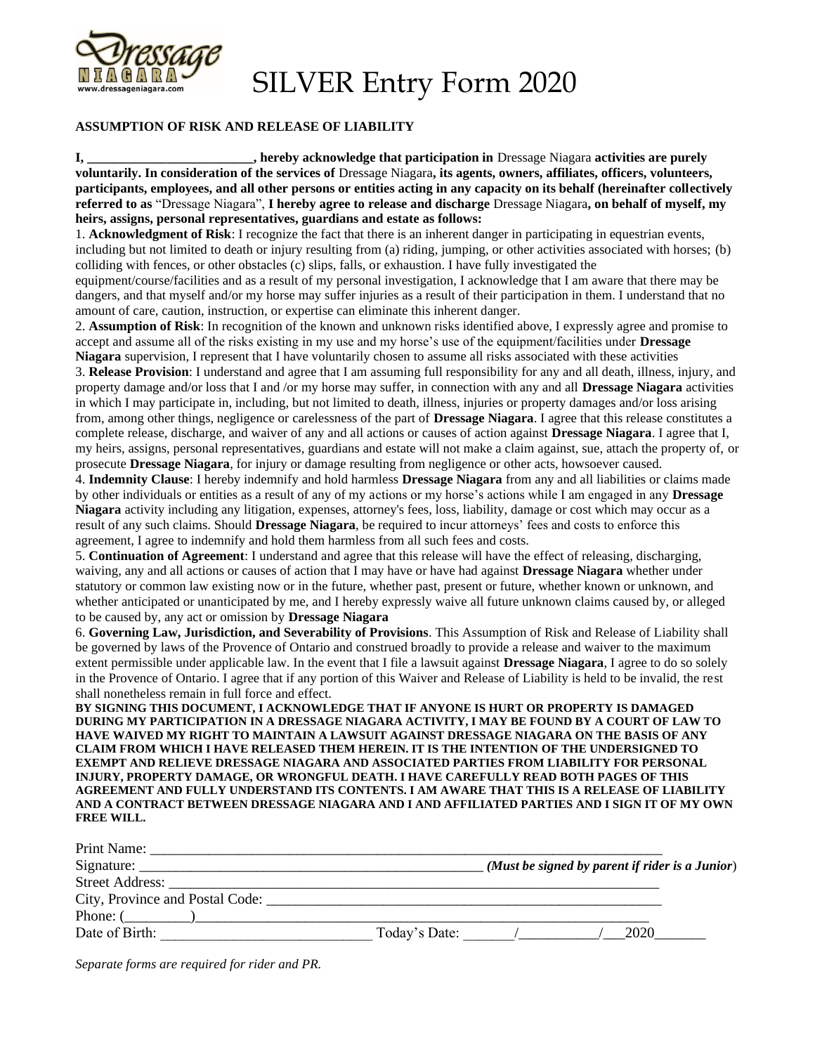# SILVER Entry Form 2020

**ASSUMPTION OF RISK AND RELEASE OF LIABILITY**

**I, _________________________, hereby acknowledge that participation in** Dressage Niagara **activities are purely voluntarily. In consideration of the services of** Dressage Niagara**, its agents, owners, affiliates, officers, volunteers, participants, employees, and all other persons or entities acting in any capacity on its behalf (hereinafter collectively referred to as** "Dressage Niagara", **I hereby agree to release and discharge** Dressage Niagara**, on behalf of myself, my heirs, assigns, personal representatives, guardians and estate as follows:**

1. **Acknowledgment of Risk**: I recognize the fact that there is an inherent danger in participating in equestrian events, including but not limited to death or injury resulting from (a) riding, jumping, or other activities associated with horses; (b) colliding with fences, or other obstacles (c) slips, falls, or exhaustion. I have fully investigated the equipment/course/facilities and as a result of my personal investigation, I acknowledge that I am aware that there may be dangers, and that myself and/or my horse may suffer injuries as a result of their participation in them. I understand that no amount of care, caution, instruction, or expertise can eliminate this inherent danger.
2. **Assumption of Risk**: In recognition of the known and unknown risks identified above, I expressly agree and promise to accept and assume all of the risks existing in my use and my horse's use of the equipment/facilities under **Dressage Niagara** supervision, I represent that I have voluntarily chosen to assume all risks associated with these activities
3. **Release Provision**: I understand and agree that I am assuming full responsibility for any and all death, illness, injury, and property damage and/or loss that I and /or my horse may suffer, in connection with any and all **Dressage Niagara** activities in which I may participate in, including, but not limited to death, illness, injuries or property damages and/or loss arising from, among other things, negligence or carelessness of the part of **Dressage Niagara**. I agree that this release constitutes a complete release, discharge, and waiver of any and all actions or causes of action against **Dressage Niagara**. I agree that I, my heirs, assigns, personal representatives, guardians and estate will not make a claim against, sue, attach the property of, or prosecute **Dressage Niagara**, for injury or damage resulting from negligence or other acts, howsoever caused.
4. **Indemnity Clause**: I hereby indemnify and hold harmless **Dressage Niagara** from any and all liabilities or claims made by other individuals or entities as a result of any of my actions or my horse's actions while I am engaged in any **Dressage Niagara** activity including any litigation, expenses, attorney's fees, loss, liability, damage or cost which may occur as a result of any such claims. Should **Dressage Niagara**, be required to incur attorneys' fees and costs to enforce this agreement, I agree to indemnify and hold them harmless from all such fees and costs.
5. **Continuation of Agreement**: I understand and agree that this release will have the effect of releasing, discharging, waiving, any and all actions or causes of action that I may have or have had against **Dressage Niagara** whether under statutory or common law existing now or in the future, whether past, present or future, whether known or unknown, and whether anticipated or unanticipated by me, and I hereby expressly waive all future unknown claims caused by, or alleged to be caused by, any act or omission by **Dressage Niagara**
6. **Governing Law, Jurisdiction, and Severability of Provisions**. This Assumption of Risk and Release of Liability shall be governed by laws of the Provence of Ontario and construed broadly to provide a release and waiver to the maximum extent permissible under applicable law. In the event that I file a lawsuit against **Dressage Niagara**, I agree to do so solely in the Provence of Ontario. I agree that if any portion of this Waiver and Release of Liability is held to be invalid, the rest shall nonetheless remain in full force and effect.

**BY SIGNING THIS DOCUMENT, I ACKNOWLEDGE THAT IF ANYONE IS HURT OR PROPERTY IS DAMAGED DURING MY PARTICIPATION IN A DRESSAGE NIAGARA ACTIVITY, I MAY BE FOUND BY A COURT OF LAW TO HAVE WAIVED MY RIGHT TO MAINTAIN A LAWSUIT AGAINST DRESSAGE NIAGARA ON THE BASIS OF ANY CLAIM FROM WHICH I HAVE RELEASED THEM HEREIN. IT IS THE INTENTION OF THE UNDERSIGNED TO EXEMPT AND RELIEVE DRESSAGE NIAGARA AND ASSOCIATED PARTIES FROM LIABILITY FOR PERSONAL INJURY, PROPERTY DAMAGE, OR WRONGFUL DEATH. I HAVE CAREFULLY READ BOTH PAGES OF THIS AGREEMENT AND FULLY UNDERSTAND ITS CONTENTS. I AM AWARE THAT THIS IS A RELEASE OF LIABILITY AND A CONTRACT BETWEEN DRESSAGE NIAGARA AND I AND AFFILIATED PARTIES AND I SIGN IT OF MY OWN FREE WILL.**

Print Name: ______________________________________________________________________

Signature: _______________________________________________ *(Must be signed by parent if rider is a Junior)*

Street Address: ___________________________________________________________________

City, Province and Postal Code: _____________________________________________________

Phone: (_________)________________________________________________________________

Date of Birth: ____________________________ Today's Date: ______/__________/___2020_______

*Separate forms are required for rider and PR.*